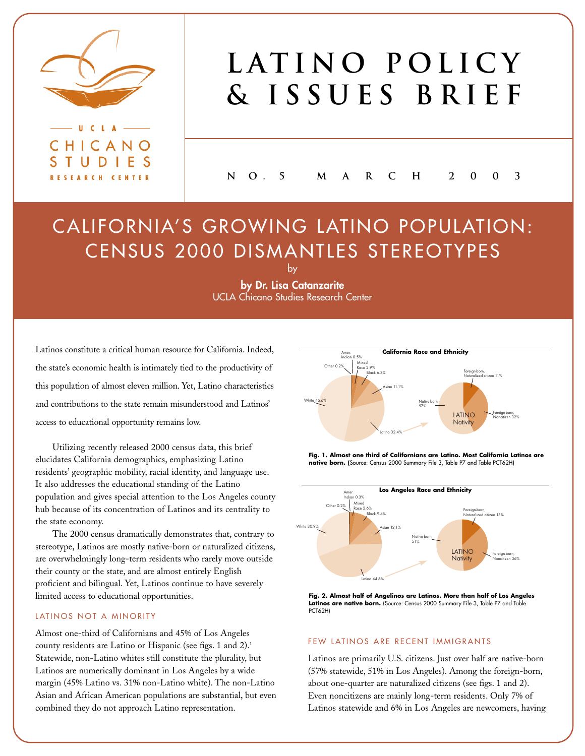# LATINO POLICY & ISSUES BRIEF

UCLA CHICANO STUDIES RESEARCH CENTER

NO. 5 MARCH 2003

## CALIFORNIA'S GROWING LATINO POPULATION: CENSUS 2000 DISMANTLES STEREOTYPES

by

**by Dr. Lisa Catanzarite**
UCLA Chicano Studies Research Center

Latinos constitute a critical human resource for California. Indeed, the state's economic health is intimately tied to the productivity of this population of almost eleven million. Yet, Latino characteristics and contributions to the state remain misunderstood and Latinos' access to educational opportunity remains low.

Utilizing recently released 2000 census data, this brief elucidates California demographics, emphasizing Latino residents' geographic mobility, racial identity, and language use. It also addresses the educational standing of the Latino population and gives special attention to the Los Angeles county hub because of its concentration of Latinos and its centrality to the state economy.

The 2000 census dramatically demonstrates that, contrary to stereotype, Latinos are mostly native-born or naturalized citizens, are overwhelmingly long-term residents who rarely move outside their county or the state, and are almost entirely English proficient and bilingual. Yet, Latinos continue to have severely limited access to educational opportunities.

### LATINOS NOT A MINORITY

Almost one-third of Californians and 45% of Los Angeles county residents are Latino or Hispanic (see figs. 1 and 2).[1] Statewide, non-Latino whites still constitute the plurality, but Latinos are numerically dominant in Los Angeles by a wide margin (45% Latino vs. 31% non-Latino white). The non-Latino Asian and African American populations are substantial, but even combined they do not approach Latino representation.

**California Race and Ethnicity**

Amer. Indian 0.5%; Other 0.2%; Mixed Race 2.9%; Black 6.3%; Asian 11.1%; White 46.6%; Latino 32.4%

LATINO Nativity: Native-born 57%; Foreign-born, Naturalized citizen 11%; Foreign-born, Noncitizen 32%

**Fig. 1. Almost one third of Californians are Latino. Most California Latinos are native born.** (Source: Census 2000 Summary File 3, Table P7 and Table PCT62H)

**Los Angeles Race and Ethnicity**

Amer. Indian 0.3%; Other 0.2%; Mixed Race 2.6%; Black 9.4%; Asian 12.1%; White 30.9%; Latino 44.6%

LATINO Nativity: Native-born 51%; Foreign-born, Naturalized citizen 13%; Foreign-born, Noncitizen 36%

**Fig. 2. Almost half of Angelinos are Latinos. More than half of Los Angeles Latinos are native born.** (Source: Census 2000 Summary File 3, Table P7 and Table PCT62H)

### FEW LATINOS ARE RECENT IMMIGRANTS

Latinos are primarily U.S. citizens. Just over half are native-born (57% statewide, 51% in Los Angeles). Among the foreign-born, about one-quarter are naturalized citizens (see figs. 1 and 2). Even noncitizens are mainly long-term residents. Only 7% of Latinos statewide and 6% in Los Angeles are newcomers, having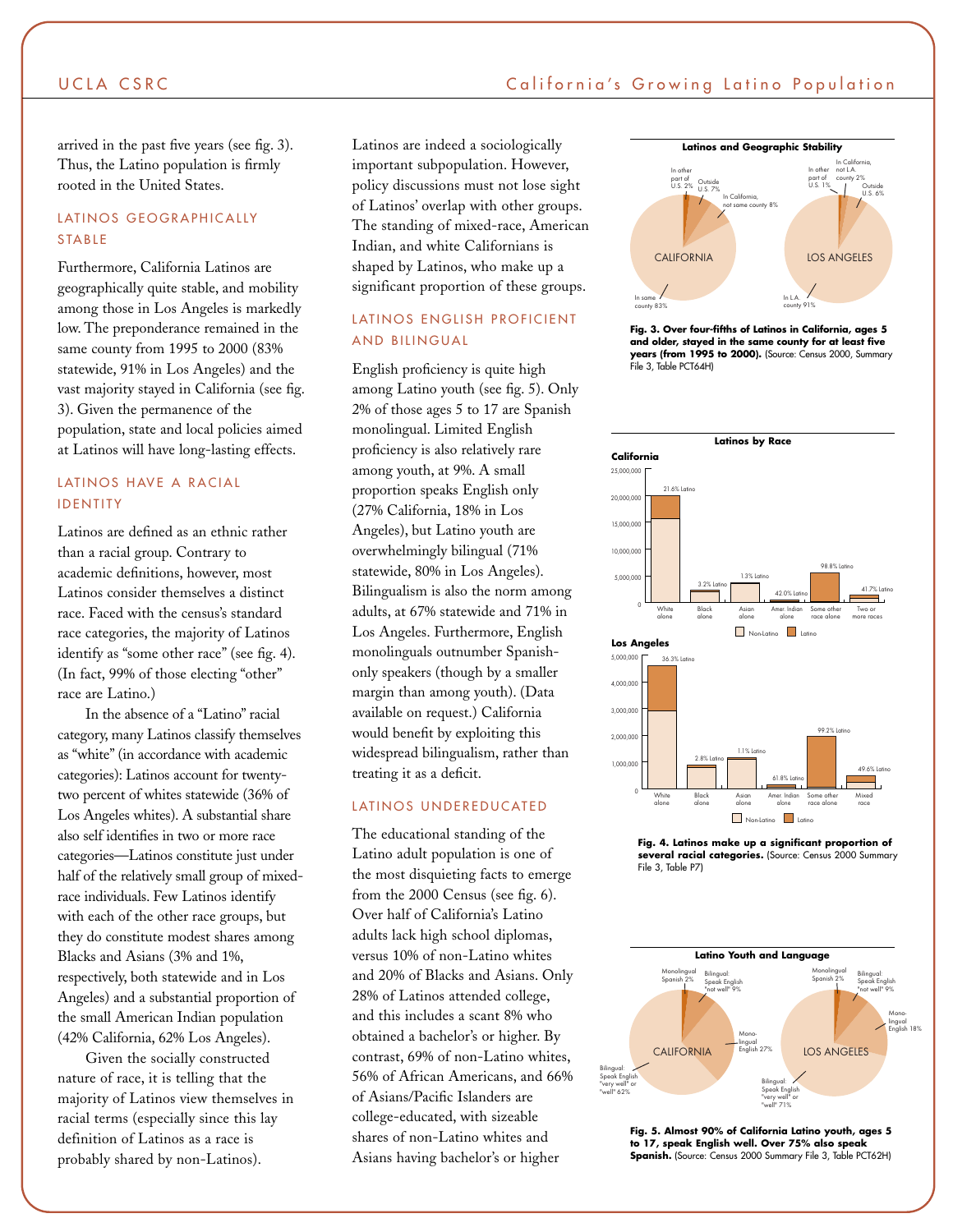arrived in the past five years (see fig. 3). Thus, the Latino population is firmly rooted in the United States.

## LATINOS GEOGRAPHICALLY STABLE

Furthermore, California Latinos are geographically quite stable, and mobility among those in Los Angeles is markedly low. The preponderance remained in the same county from 1995 to 2000 (83% statewide, 91% in Los Angeles) and the vast majority stayed in California (see fig. 3). Given the permanence of the population, state and local policies aimed at Latinos will have long-lasting effects.

## LATINOS HAVE A RACIAL IDENTITY

Latinos are defined as an ethnic rather than a racial group. Contrary to academic definitions, however, most Latinos consider themselves a distinct race. Faced with the census's standard race categories, the majority of Latinos identify as "some other race" (see fig. 4). (In fact, 99% of those electing "other" race are Latino.)

In the absence of a "Latino" racial category, many Latinos classify themselves as "white" (in accordance with academic categories): Latinos account for twenty-two percent of whites statewide (36% of Los Angeles whites). A substantial share also self identifies in two or more race categories—Latinos constitute just under half of the relatively small group of mixed-race individuals. Few Latinos identify with each of the other race groups, but they do constitute modest shares among Blacks and Asians (3% and 1%, respectively, both statewide and in Los Angeles) and a substantial proportion of the small American Indian population (42% California, 62% Los Angeles).

Given the socially constructed nature of race, it is telling that the majority of Latinos view themselves in racial terms (especially since this lay definition of Latinos as a race is probably shared by non-Latinos).

Latinos are indeed a sociologically important subpopulation. However, policy discussions must not lose sight of Latinos' overlap with other groups. The standing of mixed-race, American Indian, and white Californians is shaped by Latinos, who make up a significant proportion of these groups.

## LATINOS ENGLISH PROFICIENT AND BILINGUAL

English proficiency is quite high among Latino youth (see fig. 5). Only 2% of those ages 5 to 17 are Spanish monolingual. Limited English proficiency is also relatively rare among youth, at 9%. A small proportion speaks English only (27% California, 18% in Los Angeles), but Latino youth are overwhelmingly bilingual (71% statewide, 80% in Los Angeles). Bilingualism is also the norm among adults, at 67% statewide and 71% in Los Angeles. Furthermore, English monolinguals outnumber Spanish-only speakers (though by a smaller margin than among youth). (Data available on request.) California would benefit by exploiting this widespread bilingualism, rather than treating it as a deficit.

## LATINOS UNDEREDUCATED

The educational standing of the Latino adult population is one of the most disquieting facts to emerge from the 2000 Census (see fig. 6). Over half of California's Latino adults lack high school diplomas, versus 10% of non-Latino whites and 20% of Blacks and Asians. Only 28% of Latinos attended college, and this includes a scant 8% who obtained a bachelor's or higher. By contrast, 69% of non-Latino whites, 56% of African Americans, and 66% of Asians/Pacific Islanders are college-educated, with sizeable shares of non-Latino whites and Asians having bachelor's or higher

**Latinos and Geographic Stability**

| | California | Los Angeles |
|---|---|---|
| In same county / In L.A. county | 83% | 91% |
| In California, not same county / In California, not L.A. county | 8% | 2% |
| Outside U.S. | 7% | 6% |
| In other part of U.S. | 2% | 1% |

**Fig. 3. Over four-fifths of Latinos in California, ages 5 and older, stayed in the same county for at least five years (from 1995 to 2000).** (Source: Census 2000, Summary File 3, Table PCT64H)

**Latinos by Race**

| Race | California: % Latino | Los Angeles: % Latino |
|---|---|---|
| White alone | 21.6% | 36.3% |
| Black alone | 3.2% | 2.8% |
| Asian alone | 1.3% | 1.1% |
| Amer. Indian alone | 42.0% | 61.8% |
| Some other race alone | 98.8% | 99.2% |
| Two or more races / Mixed race | 41.7% | 49.6% |

**Fig. 4. Latinos make up a significant proportion of several racial categories.** (Source: Census 2000 Summary File 3, Table P7)

**Latino Youth and Language**

| | California | Los Angeles |
|---|---|---|
| Monolingual Spanish | 2% | 2% |
| Bilingual: Speak English "not well" | 9% | 9% |
| Monolingual English | 27% | 18% |
| Bilingual: Speak English "very well" or "well" | 62% | 71% |

**Fig. 5. Almost 90% of California Latino youth, ages 5 to 17, speak English well. Over 75% also speak Spanish.** (Source: Census 2000 Summary File 3, Table PCT62H)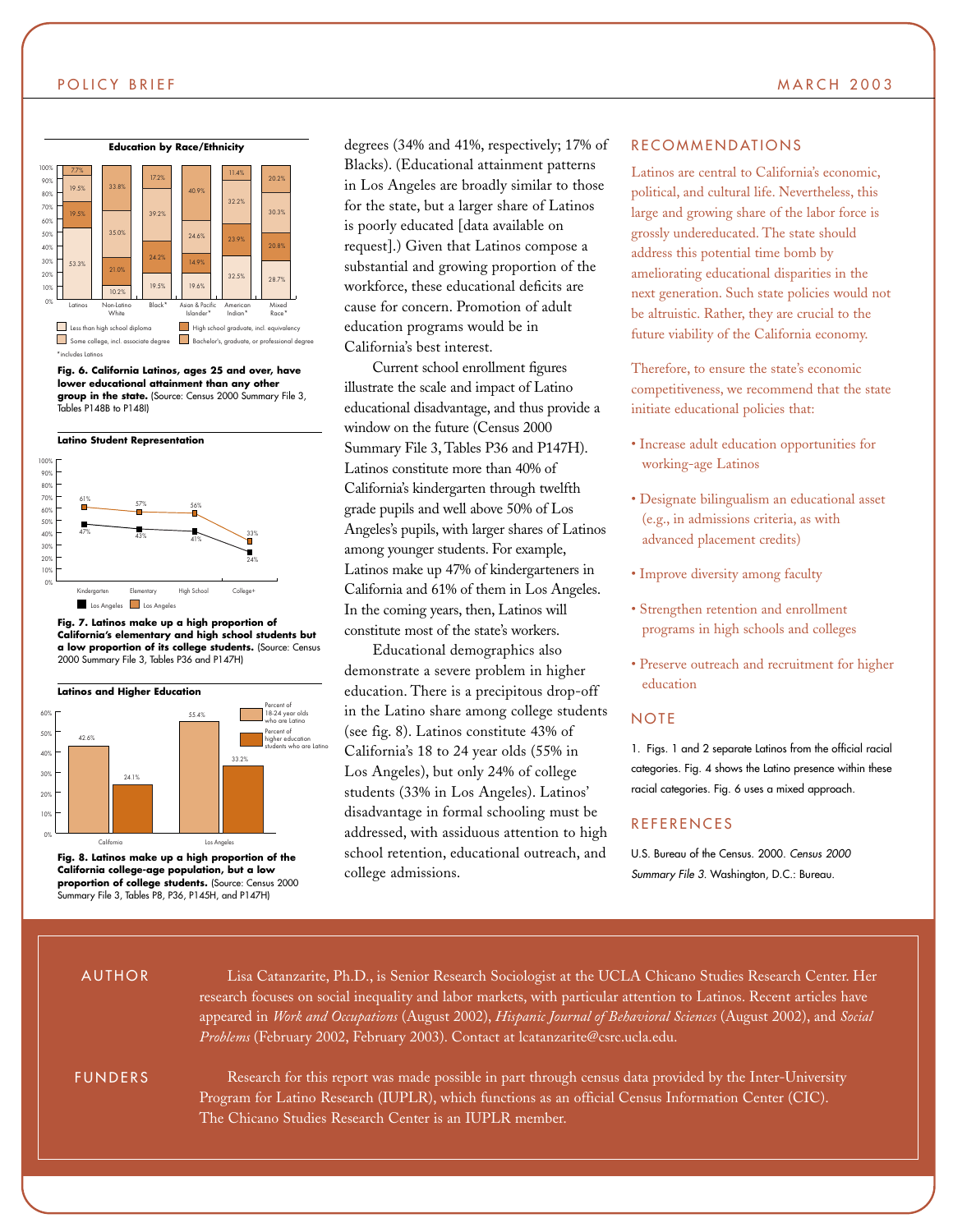**Education by Race/Ethnicity**

| | Latinos | Non-Latino White | Black* | Asian & Pacific Islander* | American Indian* | Mixed Race* |
|---|---|---|---|---|---|---|
| Less than high school diploma | 53.3% | 10.2% | 19.5% | 19.6% | 32.5% | 28.7% |
| High school graduate, incl. equivalency | 19.5% | 21.0% | 24.2% | 14.9% | 23.9% | 20.8% |
| Some college, incl. associate degree | 19.5% | 35.0% | 39.2% | 24.6% | 32.2% | 30.3% |
| Bachelor's, graduate, or professional degree | 7.7% | 33.8% | 17.2% | 40.9% | 11.4% | 20.2% |

*includes Latinos

**Fig. 6. California Latinos, ages 25 and over, have lower educational attainment than any other group in the state.** (Source: Census 2000 Summary File 3, Tables P148B to P148I)

**Latino Student Representation**

| | Kindergarten | Elementary | High School | College+ |
|---|---|---|---|---|
| California | 47% | 43% | 41% | 24% |
| Los Angeles | 61% | 57% | 56% | 33% |

**Fig. 7. Latinos make up a high proportion of California's elementary and high school students but a low proportion of its college students.** (Source: Census 2000 Summary File 3, Tables P36 and P147H)

**Latinos and Higher Education**

| | Percent of 18-24 year olds who are Latino | Percent of higher education students who are Latino |
|---|---|---|
| California | 42.6% | 24.1% |
| Los Angeles | 55.4% | 33.2% |

**Fig. 8. Latinos make up a high proportion of the California college-age population, but a low proportion of college students.** (Source: Census 2000 Summary File 3, Tables P8, P36, P145H, and P147H)

degrees (34% and 41%, respectively; 17% of Blacks). (Educational attainment patterns in Los Angeles are broadly similar to those for the state, but a larger share of Latinos is poorly educated [data available on request].) Given that Latinos compose a substantial and growing proportion of the workforce, these educational deficits are cause for concern. Promotion of adult education programs would be in California's best interest.

Current school enrollment figures illustrate the scale and impact of Latino educational disadvantage, and thus provide a window on the future (Census 2000 Summary File 3, Tables P36 and P147H). Latinos constitute more than 40% of California's kindergarten through twelfth grade pupils and well above 50% of Los Angeles's pupils, with larger shares of Latinos among younger students. For example, Latinos make up 47% of kindergarteners in California and 61% of them in Los Angeles. In the coming years, then, Latinos will constitute most of the state's workers.

Educational demographics also demonstrate a severe problem in higher education. There is a precipitous drop-off in the Latino share among college students (see fig. 8). Latinos constitute 43% of California's 18 to 24 year olds (55% in Los Angeles), but only 24% of college students (33% in Los Angeles). Latinos' disadvantage in formal schooling must be addressed, with assiduous attention to high school retention, educational outreach, and college admissions.

## RECOMMENDATIONS

Latinos are central to California's economic, political, and cultural life. Nevertheless, this large and growing share of the labor force is grossly undereducated. The state should address this potential time bomb by ameliorating educational disparities in the next generation. Such state policies would not be altruistic. Rather, they are crucial to the future viability of the California economy.

Therefore, to ensure the state's economic competitiveness, we recommend that the state initiate educational policies that:

- Increase adult education opportunities for working-age Latinos
- Designate bilingualism an educational asset (e.g., in admissions criteria, as with advanced placement credits)
- Improve diversity among faculty
- Strengthen retention and enrollment programs in high schools and colleges
- Preserve outreach and recruitment for higher education

## NOTE

1. Figs. 1 and 2 separate Latinos from the official racial categories. Fig. 4 shows the Latino presence within these racial categories. Fig. 6 uses a mixed approach.

## REFERENCES

U.S. Bureau of the Census. 2000. *Census 2000 Summary File 3.* Washington, D.C.: Bureau.

## AUTHOR

Lisa Catanzarite, Ph.D., is Senior Research Sociologist at the UCLA Chicano Studies Research Center. Her research focuses on social inequality and labor markets, with particular attention to Latinos. Recent articles have appeared in *Work and Occupations* (August 2002), *Hispanic Journal of Behavioral Sciences* (August 2002), and *Social Problems* (February 2002, February 2003). Contact at lcatanzarite@csrc.ucla.edu.

## FUNDERS

Research for this report was made possible in part through census data provided by the Inter-University Program for Latino Research (IUPLR), which functions as an official Census Information Center (CIC). The Chicano Studies Research Center is an IUPLR member.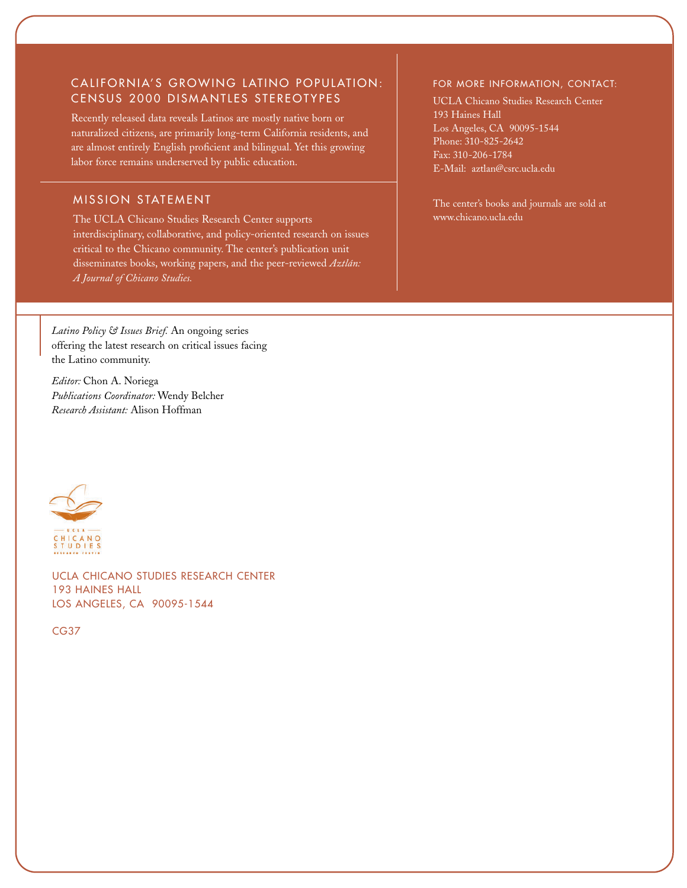## CALIFORNIA'S GROWING LATINO POPULATION: CENSUS 2000 DISMANTLES STEREOTYPES

Recently released data reveals Latinos are mostly native born or naturalized citizens, are primarily long-term California residents, and are almost entirely English proficient and bilingual. Yet this growing labor force remains underserved by public education.

## MISSION STATEMENT

The UCLA Chicano Studies Research Center supports interdisciplinary, collaborative, and policy-oriented research on issues critical to the Chicano community. The center's publication unit disseminates books, working papers, and the peer-reviewed *Aztlán: A Journal of Chicano Studies.*

### FOR MORE INFORMATION, CONTACT:

UCLA Chicano Studies Research Center
193 Haines Hall
Los Angeles, CA 90095-1544
Phone: 310-825-2642
Fax: 310-206-1784
E-Mail: aztlan@csrc.ucla.edu

The center's books and journals are sold at www.chicano.ucla.edu

*Latino Policy & Issues Brief.* An ongoing series offering the latest research on critical issues facing the Latino community.

*Editor:* Chon A. Noriega
*Publications Coordinator:* Wendy Belcher
*Research Assistant:* Alison Hoffman

UCLA CHICANO STUDIES RESEARCH CENTER

UCLA CHICANO STUDIES RESEARCH CENTER
193 HAINES HALL
LOS ANGELES, CA 90095-1544

CG37